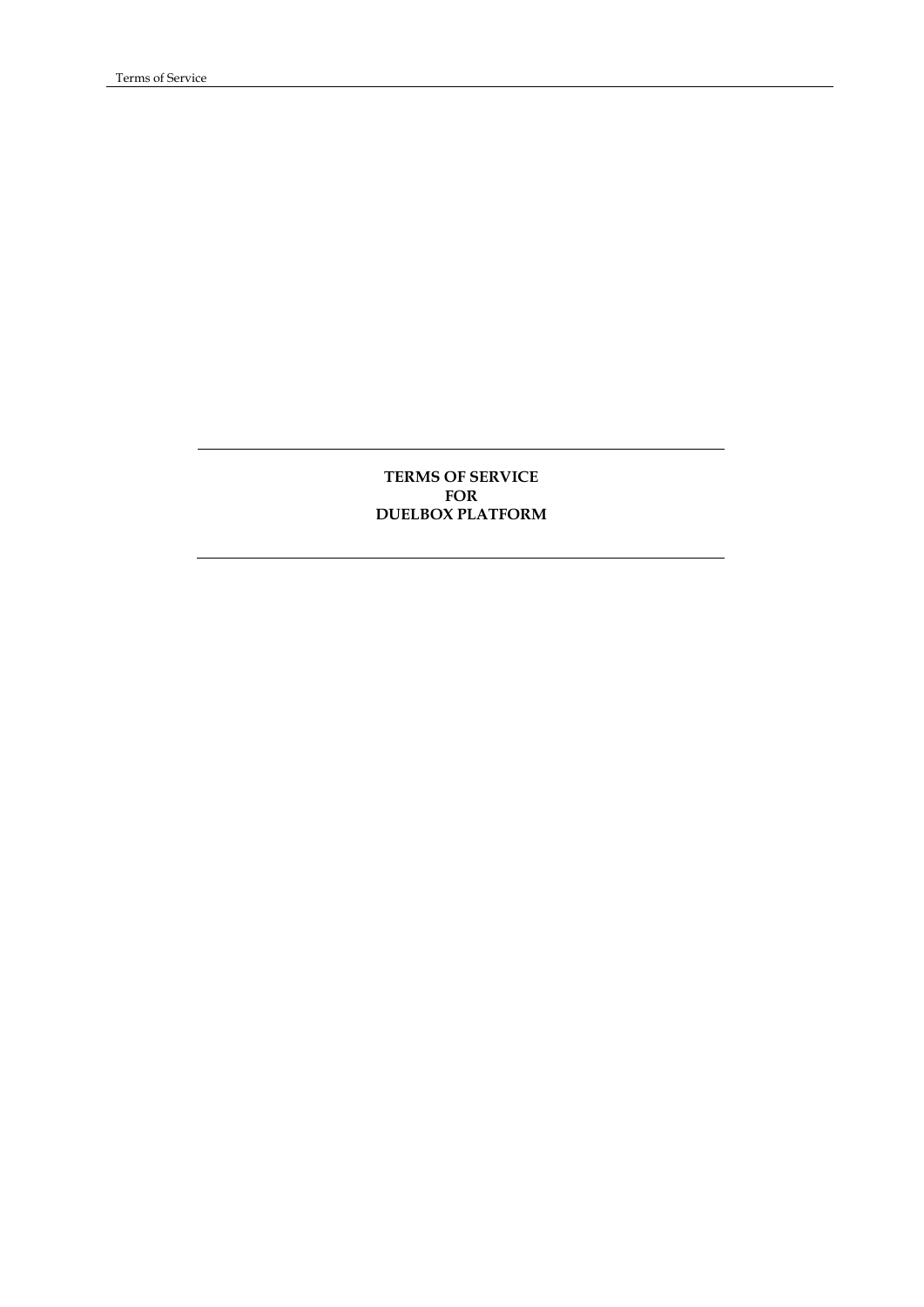# TERMS OF SERVICE
# FOR
# DUELBOX PLATFORM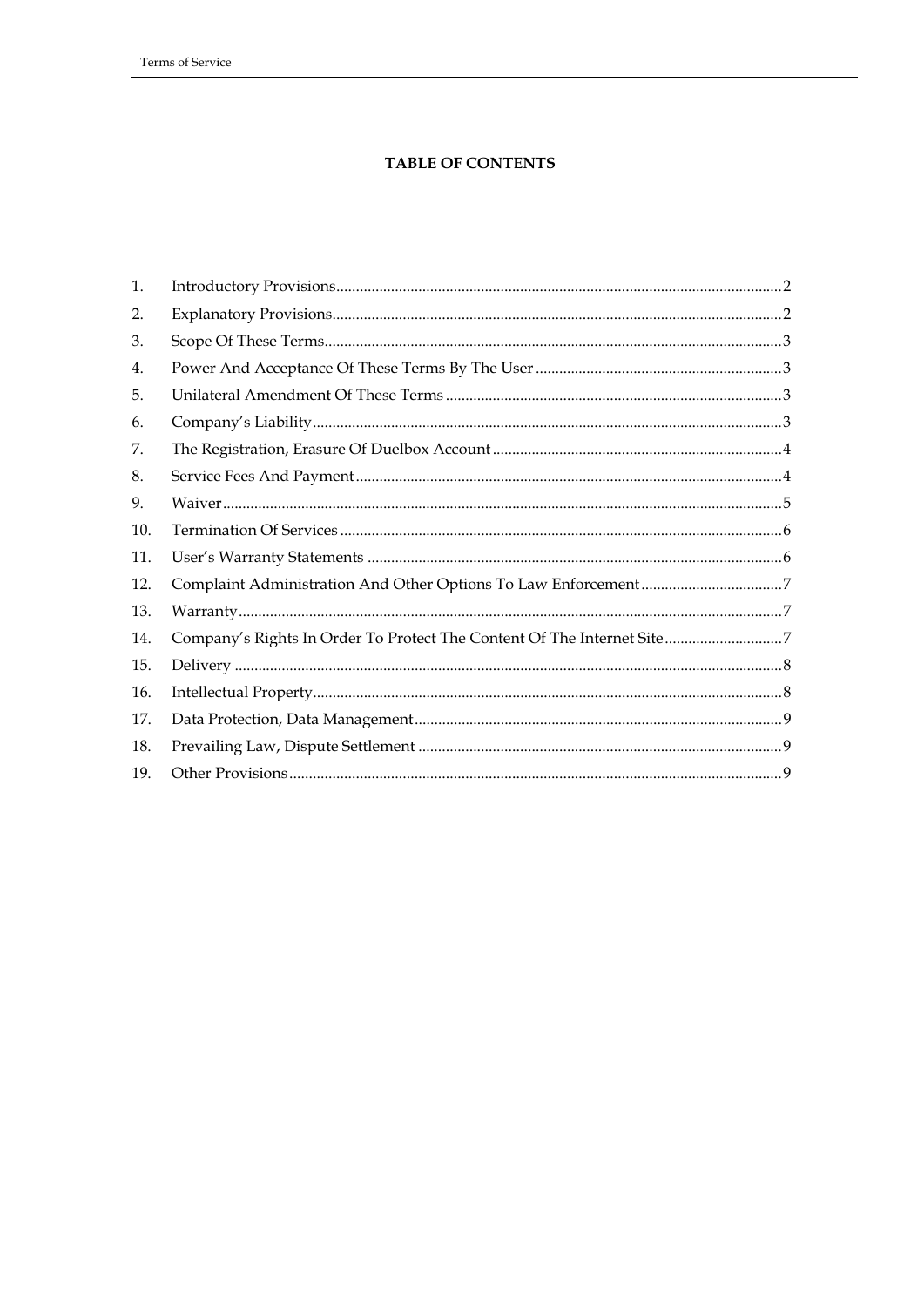# TABLE OF CONTENTS

1. Introductory Provisions ........ 2
2. Explanatory Provisions ........ 2
3. Scope Of These Terms ........ 3
4. Power And Acceptance Of These Terms By The User ........ 3
5. Unilateral Amendment Of These Terms ........ 3
6. Company's Liability ........ 3
7. The Registration, Erasure Of Duelbox Account ........ 4
8. Service Fees And Payment ........ 4
9. Waiver ........ 5
10. Termination Of Services ........ 6
11. User's Warranty Statements ........ 6
12. Complaint Administration And Other Options To Law Enforcement ........ 7
13. Warranty ........ 7
14. Company's Rights In Order To Protect The Content Of The Internet Site ........ 7
15. Delivery ........ 8
16. Intellectual Property ........ 8
17. Data Protection, Data Management ........ 9
18. Prevailing Law, Dispute Settlement ........ 9
19. Other Provisions ........ 9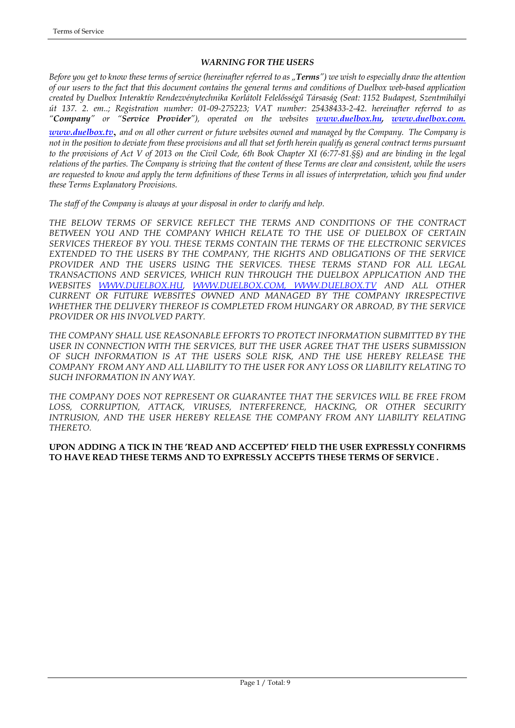### *WARNING FOR THE USERS*

*Before you get to know these terms of service (hereinafter referred to as „**Terms**") we wish to especially draw the attention of our users to the fact that this document contains the general terms and conditions of Duelbox web-based application created by Duelbox Interaktív Rendezvénytechnika Korlátolt Felelősségű Társaság (Seat: 1152 Budapest, Szentmihályi út 137. 2. em..; Registration number: 01-09-275223; VAT number: 25438433-2-42. hereinafter referred to as "**Company**" or "**Service Provider**"), operated on the websites **[www.duelbox.hu](http://www.duelbox.hu), [www.duelbox.com.](http://www.duelbox.com) [www.duelbox.tv](http://www.duelbox.tv)**, and on all other current or future websites owned and managed by the Company. The Company is not in the position to deviate from these provisions and all that set forth herein qualify as general contract terms pursuant to the provisions of Act V of 2013 on the Civil Code, 6th Book Chapter XI (6:77-81.§§) and are binding in the legal relations of the parties. The Company is striving that the content of these Terms are clear and consistent, while the users are requested to know and apply the term definitions of these Terms in all issues of interpretation, which you find under these Terms Explanatory Provisions.*

*The staff of the Company is always at your disposal in order to clarify and help.*

*THE BELOW TERMS OF SERVICE REFLECT THE TERMS AND CONDITIONS OF THE CONTRACT BETWEEN YOU AND THE COMPANY WHICH RELATE TO THE USE OF DUELBOX OF CERTAIN SERVICES THEREOF BY YOU. THESE TERMS CONTAIN THE TERMS OF THE ELECTRONIC SERVICES EXTENDED TO THE USERS BY THE COMPANY, THE RIGHTS AND OBLIGATIONS OF THE SERVICE PROVIDER AND THE USERS USING THE SERVICES. THESE TERMS STAND FOR ALL LEGAL TRANSACTIONS AND SERVICES, WHICH RUN THROUGH THE DUELBOX APPLICATION AND THE WEBSITES [WWW.DUELBOX.HU](http://www.duelbox.hu), [WWW.DUELBOX.COM, WWW.DUELBOX.TV](http://www.duelbox.com) AND ALL OTHER CURRENT OR FUTURE WEBSITES OWNED AND MANAGED BY THE COMPANY IRRESPECTIVE WHETHER THE DELIVERY THEREOF IS COMPLETED FROM HUNGARY OR ABROAD, BY THE SERVICE PROVIDER OR HIS INVOLVED PARTY.*

*THE COMPANY SHALL USE REASONABLE EFFORTS TO PROTECT INFORMATION SUBMITTED BY THE USER IN CONNECTION WITH THE SERVICES, BUT THE USER AGREE THAT THE USERS SUBMISSION OF SUCH INFORMATION IS AT THE USERS SOLE RISK, AND THE USE HEREBY RELEASE THE COMPANY FROM ANY AND ALL LIABILITY TO THE USER FOR ANY LOSS OR LIABILITY RELATING TO SUCH INFORMATION IN ANY WAY.*

*THE COMPANY DOES NOT REPRESENT OR GUARANTEE THAT THE SERVICES WILL BE FREE FROM LOSS, CORRUPTION, ATTACK, VIRUSES, INTERFERENCE, HACKING, OR OTHER SECURITY INTRUSION, AND THE USER HEREBY RELEASE THE COMPANY FROM ANY LIABILITY RELATING THERETO.*

**UPON ADDING A TICK IN THE 'READ AND ACCEPTED' FIELD THE USER EXPRESSLY CONFIRMS TO HAVE READ THESE TERMS AND TO EXPRESSLY ACCEPTS THESE TERMS OF SERVICE .**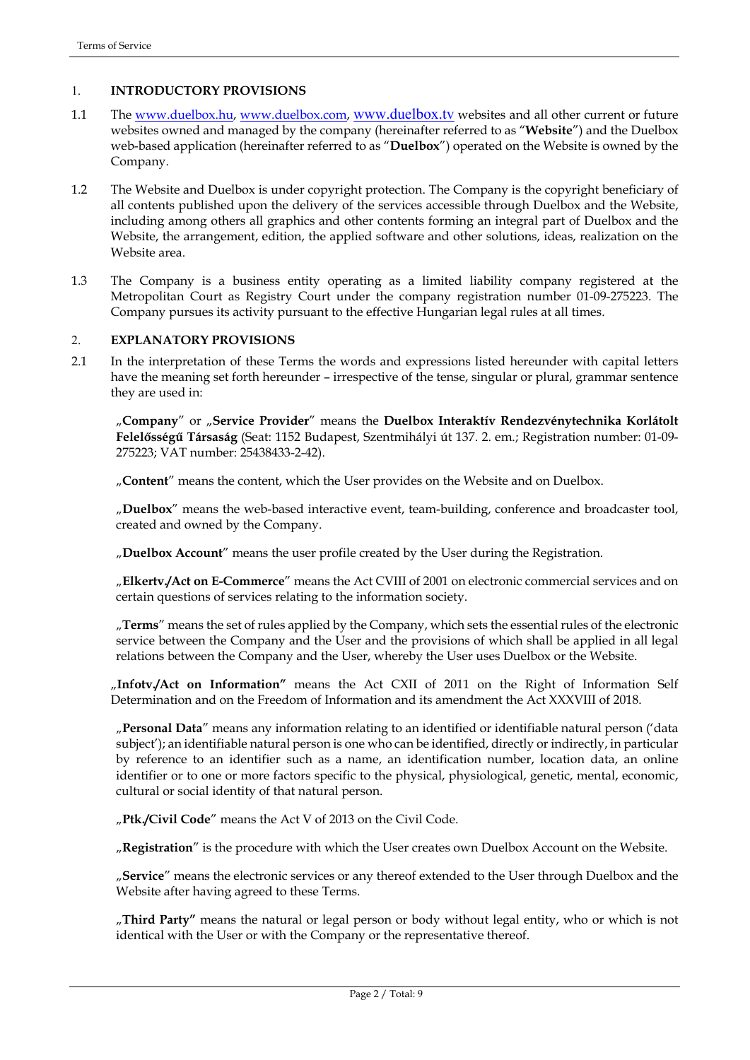## 1. INTRODUCTORY PROVISIONS

1.1 The www.duelbox.hu, www.duelbox.com, www.duelbox.tv websites and all other current or future websites owned and managed by the company (hereinafter referred to as "**Website**") and the Duelbox web-based application (hereinafter referred to as "**Duelbox**") operated on the Website is owned by the Company.

1.2 The Website and Duelbox is under copyright protection. The Company is the copyright beneficiary of all contents published upon the delivery of the services accessible through Duelbox and the Website, including among others all graphics and other contents forming an integral part of Duelbox and the Website, the arrangement, edition, the applied software and other solutions, ideas, realization on the Website area.

1.3 The Company is a business entity operating as a limited liability company registered at the Metropolitan Court as Registry Court under the company registration number 01-09-275223. The Company pursues its activity pursuant to the effective Hungarian legal rules at all times.

## 2. EXPLANATORY PROVISIONS

2.1 In the interpretation of these Terms the words and expressions listed hereunder with capital letters have the meaning set forth hereunder – irrespective of the tense, singular or plural, grammar sentence they are used in:

„**Company**" or „**Service Provider**" means the **Duelbox Interaktív Rendezvénytechnika Korlátolt Felelősségű Társaság** (Seat: 1152 Budapest, Szentmihályi út 137. 2. em.; Registration number: 01-09-275223; VAT number: 25438433-2-42).

„**Content**" means the content, which the User provides on the Website and on Duelbox.

„**Duelbox**" means the web-based interactive event, team-building, conference and broadcaster tool, created and owned by the Company.

„**Duelbox Account**" means the user profile created by the User during the Registration.

„**Elkertv./Act on E-Commerce**" means the Act CVIII of 2001 on electronic commercial services and on certain questions of services relating to the information society.

„**Terms**" means the set of rules applied by the Company, which sets the essential rules of the electronic service between the Company and the User and the provisions of which shall be applied in all legal relations between the Company and the User, whereby the User uses Duelbox or the Website.

„**Infotv./Act on Information"** means the Act CXII of 2011 on the Right of Information Self Determination and on the Freedom of Information and its amendment the Act XXXVIII of 2018.

„**Personal Data**" means any information relating to an identified or identifiable natural person ('data subject'); an identifiable natural person is one who can be identified, directly or indirectly, in particular by reference to an identifier such as a name, an identification number, location data, an online identifier or to one or more factors specific to the physical, physiological, genetic, mental, economic, cultural or social identity of that natural person.

„**Ptk./Civil Code**" means the Act V of 2013 on the Civil Code.

„**Registration**" is the procedure with which the User creates own Duelbox Account on the Website.

„**Service**" means the electronic services or any thereof extended to the User through Duelbox and the Website after having agreed to these Terms.

„**Third Party"** means the natural or legal person or body without legal entity, who or which is not identical with the User or with the Company or the representative thereof.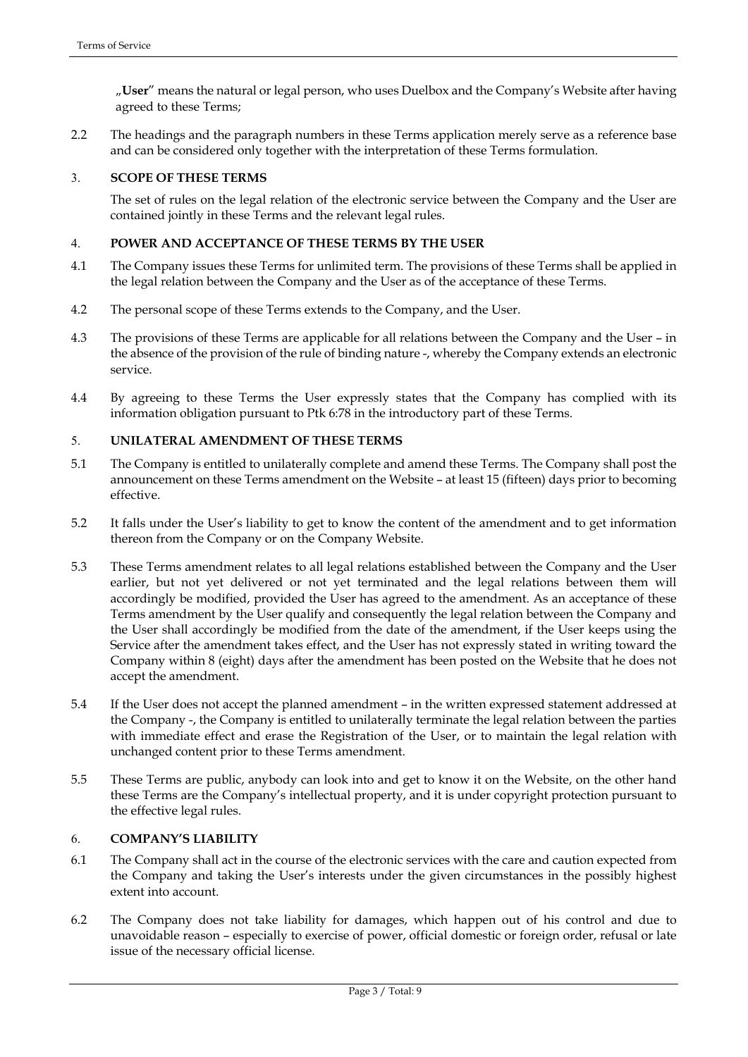„**User**" means the natural or legal person, who uses Duelbox and the Company's Website after having agreed to these Terms;

2.2 The headings and the paragraph numbers in these Terms application merely serve as a reference base and can be considered only together with the interpretation of these Terms formulation.

## 3. SCOPE OF THESE TERMS

The set of rules on the legal relation of the electronic service between the Company and the User are contained jointly in these Terms and the relevant legal rules.

## 4. POWER AND ACCEPTANCE OF THESE TERMS BY THE USER

4.1 The Company issues these Terms for unlimited term. The provisions of these Terms shall be applied in the legal relation between the Company and the User as of the acceptance of these Terms.

4.2 The personal scope of these Terms extends to the Company, and the User.

4.3 The provisions of these Terms are applicable for all relations between the Company and the User – in the absence of the provision of the rule of binding nature -, whereby the Company extends an electronic service.

4.4 By agreeing to these Terms the User expressly states that the Company has complied with its information obligation pursuant to Ptk 6:78 in the introductory part of these Terms.

## 5. UNILATERAL AMENDMENT OF THESE TERMS

5.1 The Company is entitled to unilaterally complete and amend these Terms. The Company shall post the announcement on these Terms amendment on the Website – at least 15 (fifteen) days prior to becoming effective.

5.2 It falls under the User's liability to get to know the content of the amendment and to get information thereon from the Company or on the Company Website.

5.3 These Terms amendment relates to all legal relations established between the Company and the User earlier, but not yet delivered or not yet terminated and the legal relations between them will accordingly be modified, provided the User has agreed to the amendment. As an acceptance of these Terms amendment by the User qualify and consequently the legal relation between the Company and the User shall accordingly be modified from the date of the amendment, if the User keeps using the Service after the amendment takes effect, and the User has not expressly stated in writing toward the Company within 8 (eight) days after the amendment has been posted on the Website that he does not accept the amendment.

5.4 If the User does not accept the planned amendment – in the written expressed statement addressed at the Company -, the Company is entitled to unilaterally terminate the legal relation between the parties with immediate effect and erase the Registration of the User, or to maintain the legal relation with unchanged content prior to these Terms amendment.

5.5 These Terms are public, anybody can look into and get to know it on the Website, on the other hand these Terms are the Company's intellectual property, and it is under copyright protection pursuant to the effective legal rules.

## 6. COMPANY'S LIABILITY

6.1 The Company shall act in the course of the electronic services with the care and caution expected from the Company and taking the User's interests under the given circumstances in the possibly highest extent into account.

6.2 The Company does not take liability for damages, which happen out of his control and due to unavoidable reason – especially to exercise of power, official domestic or foreign order, refusal or late issue of the necessary official license.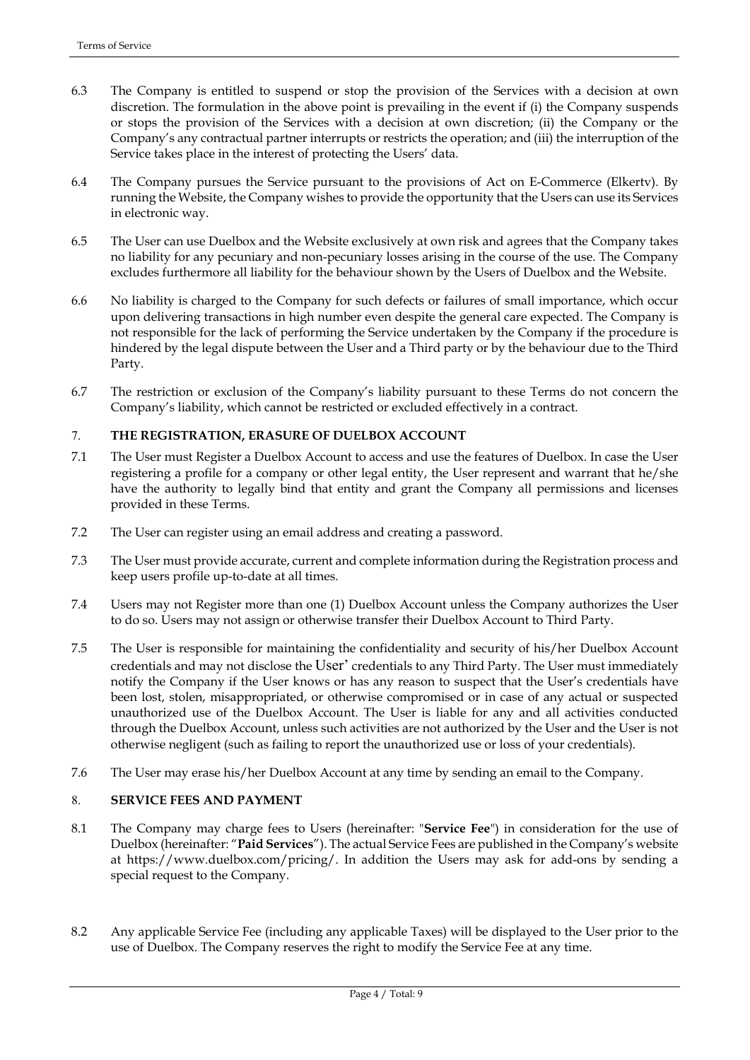6.3 The Company is entitled to suspend or stop the provision of the Services with a decision at own discretion. The formulation in the above point is prevailing in the event if (i) the Company suspends or stops the provision of the Services with a decision at own discretion; (ii) the Company or the Company's any contractual partner interrupts or restricts the operation; and (iii) the interruption of the Service takes place in the interest of protecting the Users' data.

6.4 The Company pursues the Service pursuant to the provisions of Act on E-Commerce (Elkertv). By running the Website, the Company wishes to provide the opportunity that the Users can use its Services in electronic way.

6.5 The User can use Duelbox and the Website exclusively at own risk and agrees that the Company takes no liability for any pecuniary and non-pecuniary losses arising in the course of the use. The Company excludes furthermore all liability for the behaviour shown by the Users of Duelbox and the Website.

6.6 No liability is charged to the Company for such defects or failures of small importance, which occur upon delivering transactions in high number even despite the general care expected. The Company is not responsible for the lack of performing the Service undertaken by the Company if the procedure is hindered by the legal dispute between the User and a Third party or by the behaviour due to the Third Party.

6.7 The restriction or exclusion of the Company's liability pursuant to these Terms do not concern the Company's liability, which cannot be restricted or excluded effectively in a contract.

## 7. THE REGISTRATION, ERASURE OF DUELBOX ACCOUNT

7.1 The User must Register a Duelbox Account to access and use the features of Duelbox. In case the User registering a profile for a company or other legal entity, the User represent and warrant that he/she have the authority to legally bind that entity and grant the Company all permissions and licenses provided in these Terms.

7.2 The User can register using an email address and creating a password.

7.3 The User must provide accurate, current and complete information during the Registration process and keep users profile up-to-date at all times.

7.4 Users may not Register more than one (1) Duelbox Account unless the Company authorizes the User to do so. Users may not assign or otherwise transfer their Duelbox Account to Third Party.

7.5 The User is responsible for maintaining the confidentiality and security of his/her Duelbox Account credentials and may not disclose the User' credentials to any Third Party. The User must immediately notify the Company if the User knows or has any reason to suspect that the User's credentials have been lost, stolen, misappropriated, or otherwise compromised or in case of any actual or suspected unauthorized use of the Duelbox Account. The User is liable for any and all activities conducted through the Duelbox Account, unless such activities are not authorized by the User and the User is not otherwise negligent (such as failing to report the unauthorized use or loss of your credentials).

7.6 The User may erase his/her Duelbox Account at any time by sending an email to the Company.

## 8. SERVICE FEES AND PAYMENT

8.1 The Company may charge fees to Users (hereinafter: "**Service Fee**") in consideration for the use of Duelbox (hereinafter: "**Paid Services**"). The actual Service Fees are published in the Company's website at https://www.duelbox.com/pricing/. In addition the Users may ask for add-ons by sending a special request to the Company.

8.2 Any applicable Service Fee (including any applicable Taxes) will be displayed to the User prior to the use of Duelbox. The Company reserves the right to modify the Service Fee at any time.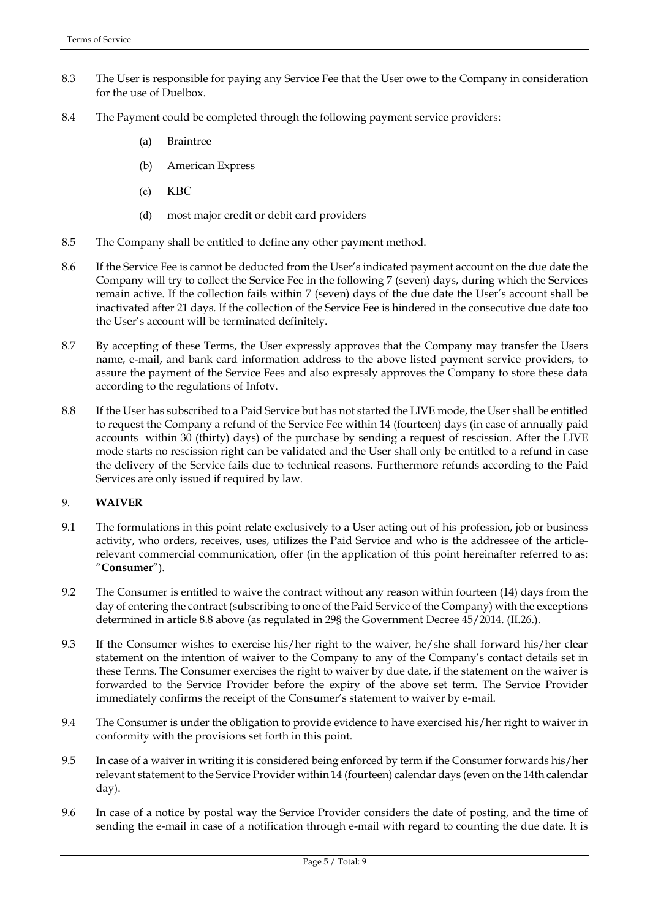8.3 The User is responsible for paying any Service Fee that the User owe to the Company in consideration for the use of Duelbox.

8.4 The Payment could be completed through the following payment service providers:

(a) Braintree

(b) American Express

(c) KBC

(d) most major credit or debit card providers

8.5 The Company shall be entitled to define any other payment method.

8.6 If the Service Fee is cannot be deducted from the User's indicated payment account on the due date the Company will try to collect the Service Fee in the following 7 (seven) days, during which the Services remain active. If the collection fails within 7 (seven) days of the due date the User's account shall be inactivated after 21 days. If the collection of the Service Fee is hindered in the consecutive due date too the User's account will be terminated definitely.

8.7 By accepting of these Terms, the User expressly approves that the Company may transfer the Users name, e-mail, and bank card information address to the above listed payment service providers, to assure the payment of the Service Fees and also expressly approves the Company to store these data according to the regulations of Infotv.

8.8 If the User has subscribed to a Paid Service but has not started the LIVE mode, the User shall be entitled to request the Company a refund of the Service Fee within 14 (fourteen) days (in case of annually paid accounts within 30 (thirty) days) of the purchase by sending a request of rescission. After the LIVE mode starts no rescission right can be validated and the User shall only be entitled to a refund in case the delivery of the Service fails due to technical reasons. Furthermore refunds according to the Paid Services are only issued if required by law.

## 9. WAIVER

9.1 The formulations in this point relate exclusively to a User acting out of his profession, job or business activity, who orders, receives, uses, utilizes the Paid Service and who is the addressee of the article-relevant commercial communication, offer (in the application of this point hereinafter referred to as: "**Consumer**").

9.2 The Consumer is entitled to waive the contract without any reason within fourteen (14) days from the day of entering the contract (subscribing to one of the Paid Service of the Company) with the exceptions determined in article 8.8 above (as regulated in 29§ the Government Decree 45/2014. (II.26.).

9.3 If the Consumer wishes to exercise his/her right to the waiver, he/she shall forward his/her clear statement on the intention of waiver to the Company to any of the Company's contact details set in these Terms. The Consumer exercises the right to waiver by due date, if the statement on the waiver is forwarded to the Service Provider before the expiry of the above set term. The Service Provider immediately confirms the receipt of the Consumer's statement to waiver by e-mail.

9.4 The Consumer is under the obligation to provide evidence to have exercised his/her right to waiver in conformity with the provisions set forth in this point.

9.5 In case of a waiver in writing it is considered being enforced by term if the Consumer forwards his/her relevant statement to the Service Provider within 14 (fourteen) calendar days (even on the 14th calendar day).

9.6 In case of a notice by postal way the Service Provider considers the date of posting, and the time of sending the e-mail in case of a notification through e-mail with regard to counting the due date. It is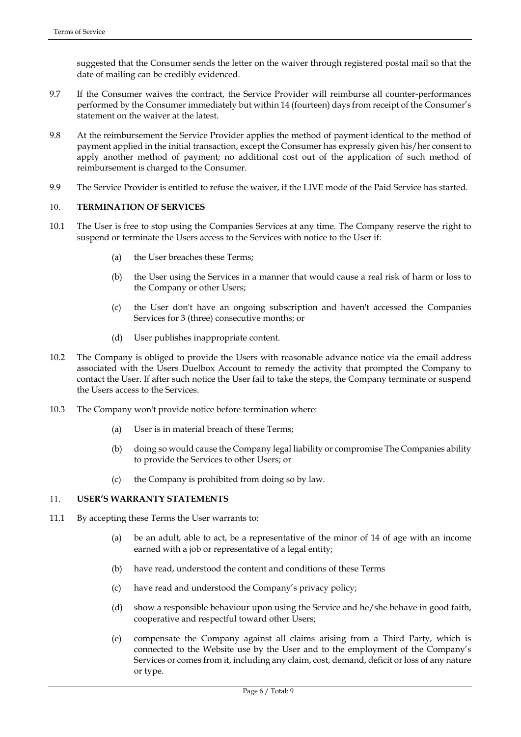suggested that the Consumer sends the letter on the waiver through registered postal mail so that the date of mailing can be credibly evidenced.

9.7 If the Consumer waives the contract, the Service Provider will reimburse all counter-performances performed by the Consumer immediately but within 14 (fourteen) days from receipt of the Consumer's statement on the waiver at the latest.

9.8 At the reimbursement the Service Provider applies the method of payment identical to the method of payment applied in the initial transaction, except the Consumer has expressly given his/her consent to apply another method of payment; no additional cost out of the application of such method of reimbursement is charged to the Consumer.

9.9 The Service Provider is entitled to refuse the waiver, if the LIVE mode of the Paid Service has started.

## 10. TERMINATION OF SERVICES

10.1 The User is free to stop using the Companies Services at any time. The Company reserve the right to suspend or terminate the Users access to the Services with notice to the User if:

- (a) the User breaches these Terms;
- (b) the User using the Services in a manner that would cause a real risk of harm or loss to the Company or other Users;
- (c) the User don't have an ongoing subscription and haven't accessed the Companies Services for 3 (three) consecutive months; or
- (d) User publishes inappropriate content.

10.2 The Company is obliged to provide the Users with reasonable advance notice via the email address associated with the Users Duelbox Account to remedy the activity that prompted the Company to contact the User. If after such notice the User fail to take the steps, the Company terminate or suspend the Users access to the Services.

10.3 The Company won't provide notice before termination where:

- (a) User is in material breach of these Terms;
- (b) doing so would cause the Company legal liability or compromise The Companies ability to provide the Services to other Users; or
- (c) the Company is prohibited from doing so by law.

## 11. USER'S WARRANTY STATEMENTS

11.1 By accepting these Terms the User warrants to:

- (a) be an adult, able to act, be a representative of the minor of 14 of age with an income earned with a job or representative of a legal entity;
- (b) have read, understood the content and conditions of these Terms
- (c) have read and understood the Company's privacy policy;
- (d) show a responsible behaviour upon using the Service and he/she behave in good faith, cooperative and respectful toward other Users;
- (e) compensate the Company against all claims arising from a Third Party, which is connected to the Website use by the User and to the employment of the Company's Services or comes from it, including any claim, cost, demand, deficit or loss of any nature or type.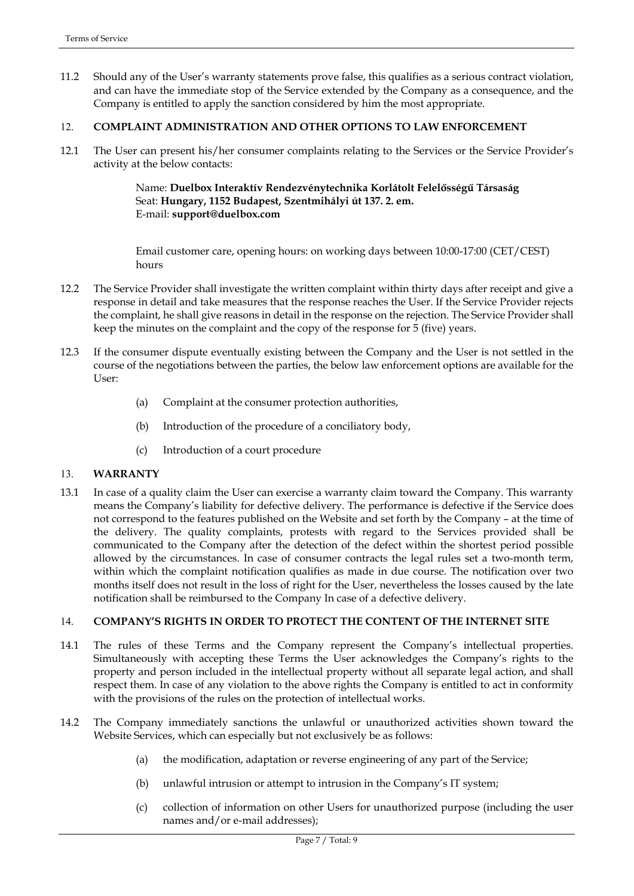11.2 Should any of the User's warranty statements prove false, this qualifies as a serious contract violation, and can have the immediate stop of the Service extended by the Company as a consequence, and the Company is entitled to apply the sanction considered by him the most appropriate.

## 12. COMPLAINT ADMINISTRATION AND OTHER OPTIONS TO LAW ENFORCEMENT

12.1 The User can present his/her consumer complaints relating to the Services or the Service Provider's activity at the below contacts:

> Name: **Duelbox Interaktív Rendezvénytechnika Korlátolt Felelősségű Társaság**
> Seat: **Hungary, 1152 Budapest, Szentmihályi út 137. 2. em.**
> E-mail: **support@duelbox.com**
>
> Email customer care, opening hours: on working days between 10:00-17:00 (CET/CEST) hours

12.2 The Service Provider shall investigate the written complaint within thirty days after receipt and give a response in detail and take measures that the response reaches the User. If the Service Provider rejects the complaint, he shall give reasons in detail in the response on the rejection. The Service Provider shall keep the minutes on the complaint and the copy of the response for 5 (five) years.

12.3 If the consumer dispute eventually existing between the Company and the User is not settled in the course of the negotiations between the parties, the below law enforcement options are available for the User:

- (a) Complaint at the consumer protection authorities,
- (b) Introduction of the procedure of a conciliatory body,
- (c) Introduction of a court procedure

## 13. WARRANTY

13.1 In case of a quality claim the User can exercise a warranty claim toward the Company. This warranty means the Company's liability for defective delivery. The performance is defective if the Service does not correspond to the features published on the Website and set forth by the Company – at the time of the delivery. The quality complaints, protests with regard to the Services provided shall be communicated to the Company after the detection of the defect within the shortest period possible allowed by the circumstances. In case of consumer contracts the legal rules set a two-month term, within which the complaint notification qualifies as made in due course. The notification over two months itself does not result in the loss of right for the User, nevertheless the losses caused by the late notification shall be reimbursed to the Company In case of a defective delivery.

## 14. COMPANY'S RIGHTS IN ORDER TO PROTECT THE CONTENT OF THE INTERNET SITE

14.1 The rules of these Terms and the Company represent the Company's intellectual properties. Simultaneously with accepting these Terms the User acknowledges the Company's rights to the property and person included in the intellectual property without all separate legal action, and shall respect them. In case of any violation to the above rights the Company is entitled to act in conformity with the provisions of the rules on the protection of intellectual works.

14.2 The Company immediately sanctions the unlawful or unauthorized activities shown toward the Website Services, which can especially but not exclusively be as follows:

- (a) the modification, adaptation or reverse engineering of any part of the Service;
- (b) unlawful intrusion or attempt to intrusion in the Company's IT system;
- (c) collection of information on other Users for unauthorized purpose (including the user names and/or e-mail addresses);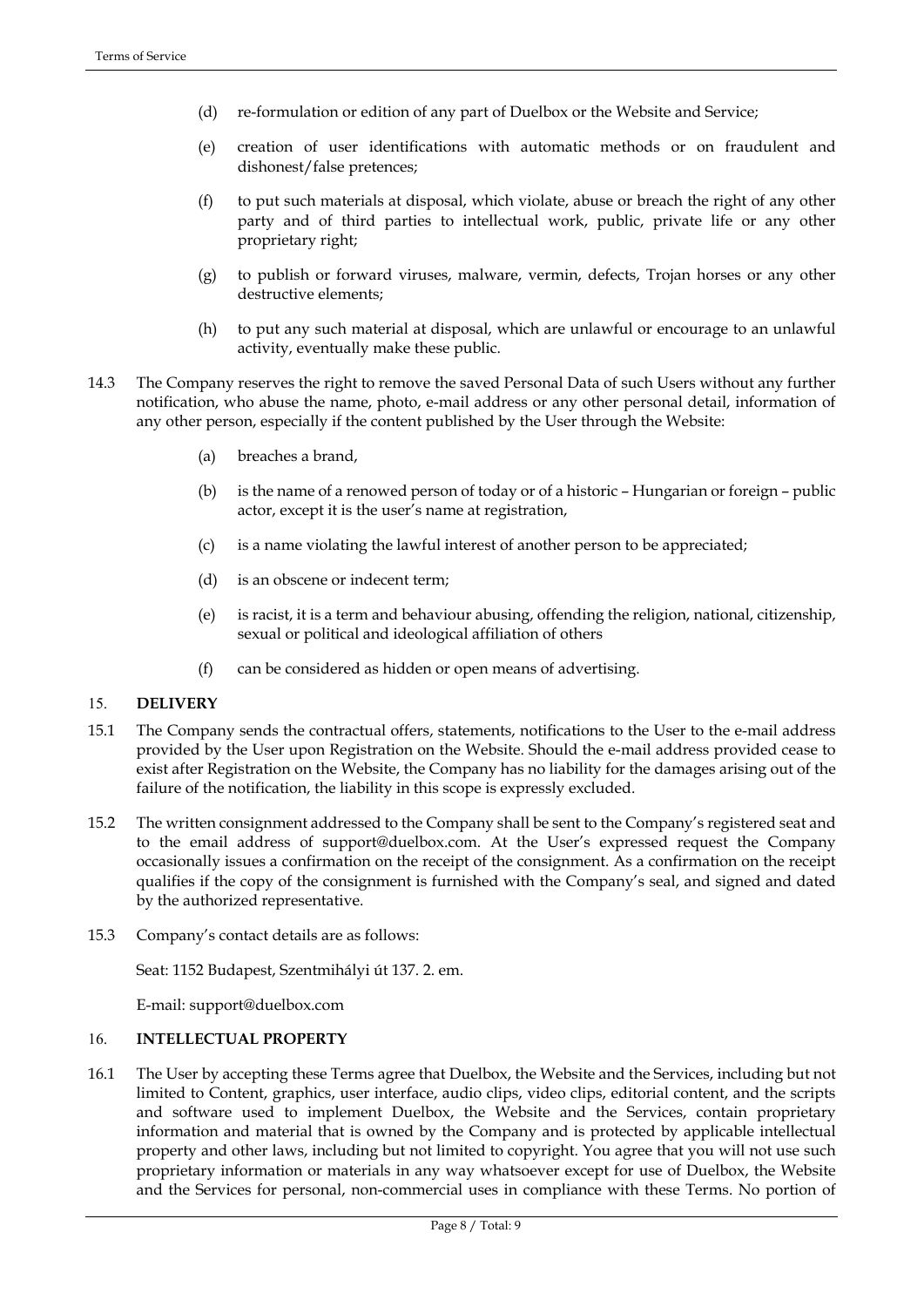(d) re-formulation or edition of any part of Duelbox or the Website and Service;

(e) creation of user identifications with automatic methods or on fraudulent and dishonest/false pretences;

(f) to put such materials at disposal, which violate, abuse or breach the right of any other party and of third parties to intellectual work, public, private life or any other proprietary right;

(g) to publish or forward viruses, malware, vermin, defects, Trojan horses or any other destructive elements;

(h) to put any such material at disposal, which are unlawful or encourage to an unlawful activity, eventually make these public.

14.3 The Company reserves the right to remove the saved Personal Data of such Users without any further notification, who abuse the name, photo, e-mail address or any other personal detail, information of any other person, especially if the content published by the User through the Website:

(a) breaches a brand,

(b) is the name of a renowned person of today or of a historic – Hungarian or foreign – public actor, except it is the user's name at registration,

(c) is a name violating the lawful interest of another person to be appreciated;

(d) is an obscene or indecent term;

(e) is racist, it is a term and behaviour abusing, offending the religion, national, citizenship, sexual or political and ideological affiliation of others

(f) can be considered as hidden or open means of advertising.

## 15. DELIVERY

15.1 The Company sends the contractual offers, statements, notifications to the User to the e-mail address provided by the User upon Registration on the Website. Should the e-mail address provided cease to exist after Registration on the Website, the Company has no liability for the damages arising out of the failure of the notification, the liability in this scope is expressly excluded.

15.2 The written consignment addressed to the Company shall be sent to the Company's registered seat and to the email address of support@duelbox.com. At the User's expressed request the Company occasionally issues a confirmation on the receipt of the consignment. As a confirmation on the receipt qualifies if the copy of the consignment is furnished with the Company's seal, and signed and dated by the authorized representative.

15.3 Company's contact details are as follows:

Seat: 1152 Budapest, Szentmihályi út 137. 2. em.

E-mail: support@duelbox.com

## 16. INTELLECTUAL PROPERTY

16.1 The User by accepting these Terms agree that Duelbox, the Website and the Services, including but not limited to Content, graphics, user interface, audio clips, video clips, editorial content, and the scripts and software used to implement Duelbox, the Website and the Services, contain proprietary information and material that is owned by the Company and is protected by applicable intellectual property and other laws, including but not limited to copyright. You agree that you will not use such proprietary information or materials in any way whatsoever except for use of Duelbox, the Website and the Services for personal, non-commercial uses in compliance with these Terms. No portion of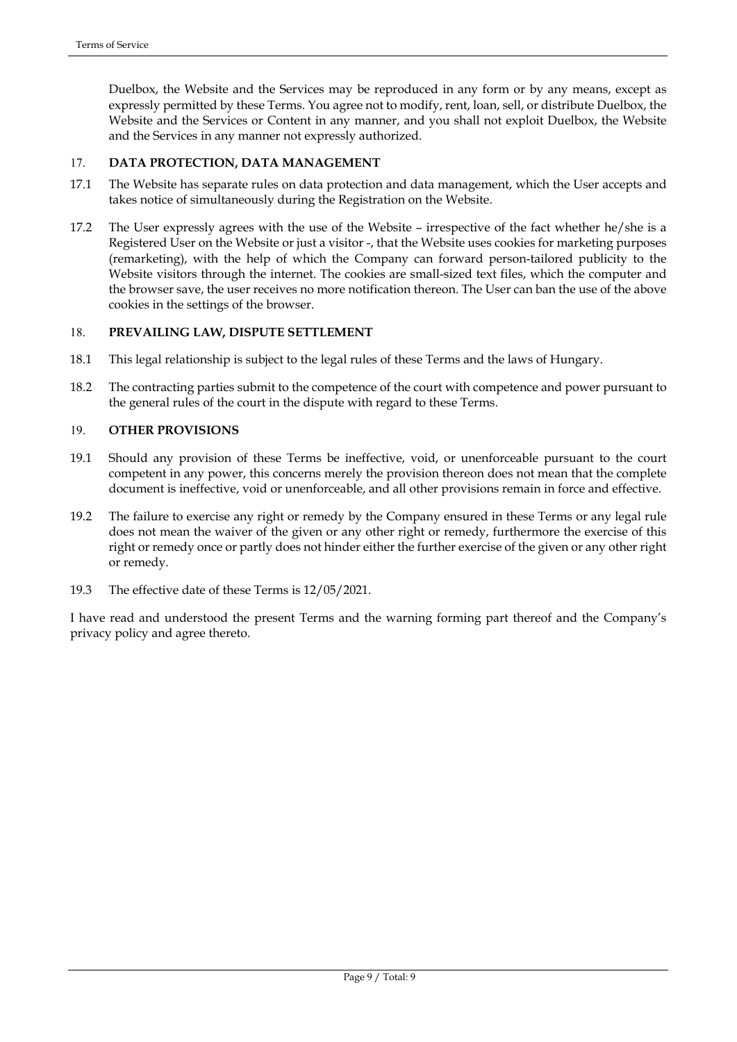Duelbox, the Website and the Services may be reproduced in any form or by any means, except as expressly permitted by these Terms. You agree not to modify, rent, loan, sell, or distribute Duelbox, the Website and the Services or Content in any manner, and you shall not exploit Duelbox, the Website and the Services in any manner not expressly authorized.

## 17. DATA PROTECTION, DATA MANAGEMENT

17.1 The Website has separate rules on data protection and data management, which the User accepts and takes notice of simultaneously during the Registration on the Website.

17.2 The User expressly agrees with the use of the Website – irrespective of the fact whether he/she is a Registered User on the Website or just a visitor -, that the Website uses cookies for marketing purposes (remarketing), with the help of which the Company can forward person-tailored publicity to the Website visitors through the internet. The cookies are small-sized text files, which the computer and the browser save, the user receives no more notification thereon. The User can ban the use of the above cookies in the settings of the browser.

## 18. PREVAILING LAW, DISPUTE SETTLEMENT

18.1 This legal relationship is subject to the legal rules of these Terms and the laws of Hungary.

18.2 The contracting parties submit to the competence of the court with competence and power pursuant to the general rules of the court in the dispute with regard to these Terms.

## 19. OTHER PROVISIONS

19.1 Should any provision of these Terms be ineffective, void, or unenforceable pursuant to the court competent in any power, this concerns merely the provision thereon does not mean that the complete document is ineffective, void or unenforceable, and all other provisions remain in force and effective.

19.2 The failure to exercise any right or remedy by the Company ensured in these Terms or any legal rule does not mean the waiver of the given or any other right or remedy, furthermore the exercise of this right or remedy once or partly does not hinder either the further exercise of the given or any other right or remedy.

19.3 The effective date of these Terms is 12/05/2021.

I have read and understood the present Terms and the warning forming part thereof and the Company's privacy policy and agree thereto.